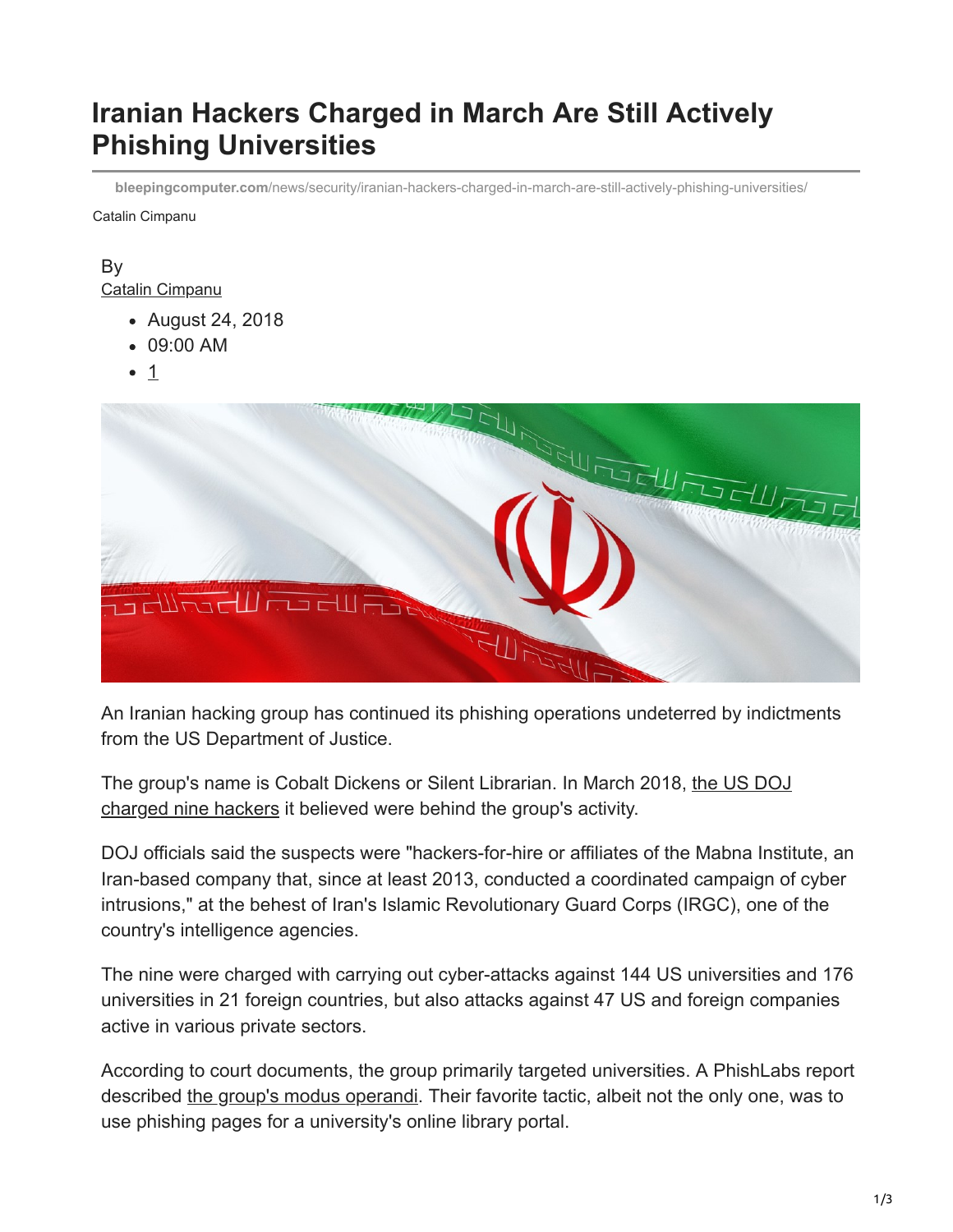# Iranian Hackers Charged in March Are Still Actively Phishing Universities

bleepingcomputer.com/news/security/iranian-hackers-charged-in-march-are-still-actively-phishing-universities/

Catalin Cimpanu

By
Catalin Cimpanu

- August 24, 2018
- 09:00 AM
- 1

An Iranian hacking group has continued its phishing operations undeterred by indictments from the US Department of Justice.

The group's name is Cobalt Dickens or Silent Librarian. In March 2018, the US DOJ charged nine hackers it believed were behind the group's activity.

DOJ officials said the suspects were "hackers-for-hire or affiliates of the Mabna Institute, an Iran-based company that, since at least 2013, conducted a coordinated campaign of cyber intrusions," at the behest of Iran's Islamic Revolutionary Guard Corps (IRGC), one of the country's intelligence agencies.

The nine were charged with carrying out cyber-attacks against 144 US universities and 176 universities in 21 foreign countries, but also attacks against 47 US and foreign companies active in various private sectors.

According to court documents, the group primarily targeted universities. A PhishLabs report described the group's modus operandi. Their favorite tactic, albeit not the only one, was to use phishing pages for a university's online library portal.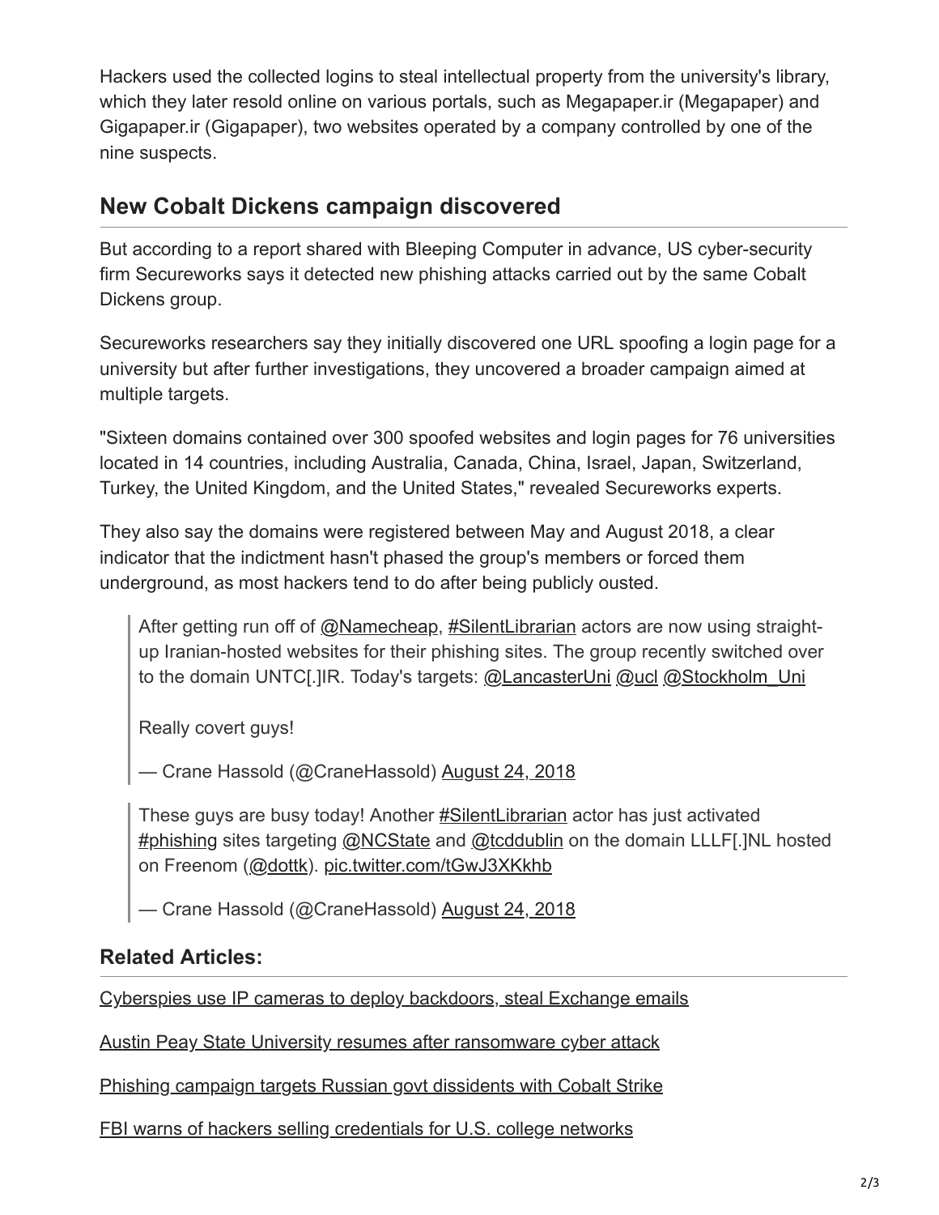Hackers used the collected logins to steal intellectual property from the university's library, which they later resold online on various portals, such as Megapaper.ir (Megapaper) and Gigapaper.ir (Gigapaper), two websites operated by a company controlled by one of the nine suspects.

## New Cobalt Dickens campaign discovered

But according to a report shared with Bleeping Computer in advance, US cyber-security firm Secureworks says it detected new phishing attacks carried out by the same Cobalt Dickens group.

Secureworks researchers say they initially discovered one URL spoofing a login page for a university but after further investigations, they uncovered a broader campaign aimed at multiple targets.

"Sixteen domains contained over 300 spoofed websites and login pages for 76 universities located in 14 countries, including Australia, Canada, China, Israel, Japan, Switzerland, Turkey, the United Kingdom, and the United States," revealed Secureworks experts.

They also say the domains were registered between May and August 2018, a clear indicator that the indictment hasn't phased the group's members or forced them underground, as most hackers tend to do after being publicly ousted.

> After getting run off of @Namecheap, #SilentLibrarian actors are now using straight-up Iranian-hosted websites for their phishing sites. The group recently switched over to the domain UNTC[.]IR. Today's targets: @LancasterUni @ucl @Stockholm_Uni
>
> Really covert guys!
>
> — Crane Hassold (@CraneHassold) August 24, 2018

> These guys are busy today! Another #SilentLibrarian actor has just activated #phishing sites targeting @NCState and @tcddublin on the domain LLLF[.]NL hosted on Freenom (@dottk). pic.twitter.com/tGwJ3XKkhb
>
> — Crane Hassold (@CraneHassold) August 24, 2018

### Related Articles:

Cyberspies use IP cameras to deploy backdoors, steal Exchange emails

Austin Peay State University resumes after ransomware cyber attack

Phishing campaign targets Russian govt dissidents with Cobalt Strike

FBI warns of hackers selling credentials for U.S. college networks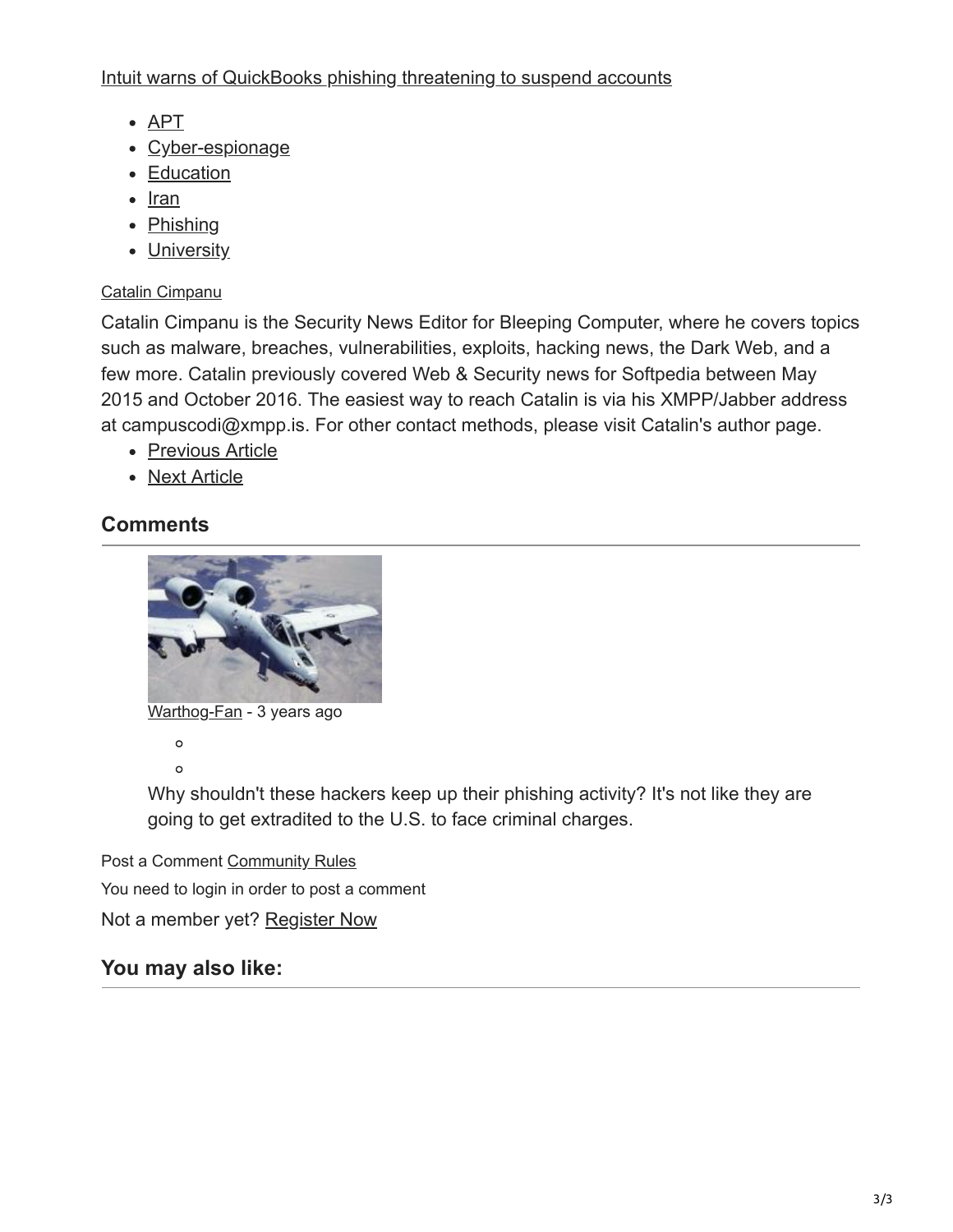Intuit warns of QuickBooks phishing threatening to suspend accounts

- APT
- Cyber-espionage
- Education
- Iran
- Phishing
- University

Catalin Cimpanu

Catalin Cimpanu is the Security News Editor for Bleeping Computer, where he covers topics such as malware, breaches, vulnerabilities, exploits, hacking news, the Dark Web, and a few more. Catalin previously covered Web & Security news for Softpedia between May 2015 and October 2016. The easiest way to reach Catalin is via his XMPP/Jabber address at campuscodi@xmpp.is. For other contact methods, please visit Catalin's author page.

- Previous Article
- Next Article

## Comments

Warthog-Fan - 3 years ago

Why shouldn't these hackers keep up their phishing activity? It's not like they are going to get extradited to the U.S. to face criminal charges.

Post a Comment Community Rules

You need to login in order to post a comment

Not a member yet? Register Now

## You may also like: